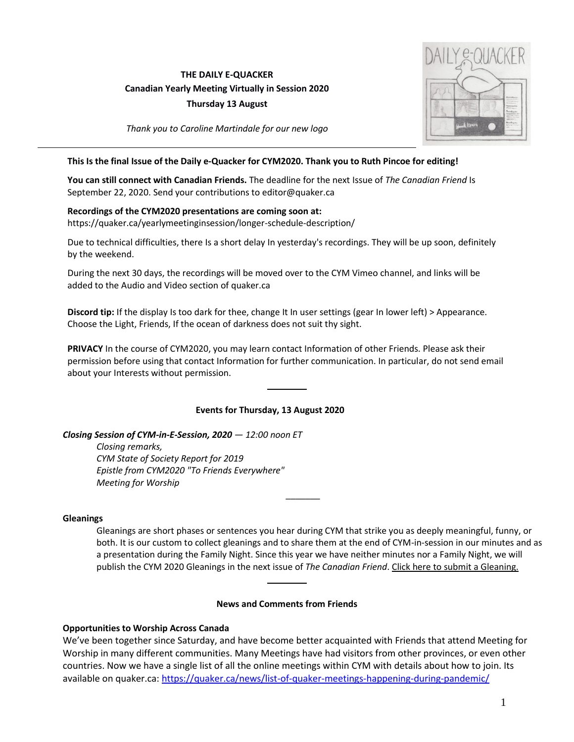**THE DAILY E-QUACKER**
**Canadian Yearly Meeting Virtually in Session 2020**
**Thursday 13 August**

*Thank you to Caroline Martindale for our new logo*

---

**This Is the final Issue of the Daily e-Quacker for CYM2020. Thank you to Ruth Pincoe for editing!**

**You can still connect with Canadian Friends.** The deadline for the next Issue of *The Canadian Friend* Is September 22, 2020. Send your contributions to editor@quaker.ca

**Recordings of the CYM2020 presentations are coming soon at:**
https://quaker.ca/yearlymeetinginsession/longer-schedule-description/

Due to technical difficulties, there Is a short delay In yesterday's recordings. They will be up soon, definitely by the weekend.

During the next 30 days, the recordings will be moved over to the CYM Vimeo channel, and links will be added to the Audio and Video section of quaker.ca

**Discord tip:** If the display Is too dark for thee, change It In user settings (gear In lower left) > Appearance. Choose the Light, Friends, If the ocean of darkness does not suit thy sight.

**PRIVACY** In the course of CYM2020, you may learn contact Information of other Friends. Please ask their permission before using that contact Information for further communication. In particular, do not send email about your Interests without permission.

---

**Events for Thursday, 13 August 2020**

***Closing Session of CYM-in-E-Session, 2020*** *— 12:00 noon ET*

*Closing remarks,*
*CYM State of Society Report for 2019*
*Epistle from CYM2020 "To Friends Everywhere"*
*Meeting for Worship*

---

**Gleanings**

Gleanings are short phases or sentences you hear during CYM that strike you as deeply meaningful, funny, or both. It is our custom to collect gleanings and to share them at the end of CYM-in-session in our minutes and as a presentation during the Family Night. Since this year we have neither minutes nor a Family Night, we will publish the CYM 2020 Gleanings in the next issue of *The Canadian Friend*. Click here to submit a Gleaning.

---

**News and Comments from Friends**

**Opportunities to Worship Across Canada**

We've been together since Saturday, and have become better acquainted with Friends that attend Meeting for Worship in many different communities. Many Meetings have had visitors from other provinces, or even other countries. Now we have a single list of all the online meetings within CYM with details about how to join. Its available on quaker.ca: https://quaker.ca/news/list-of-quaker-meetings-happening-during-pandemic/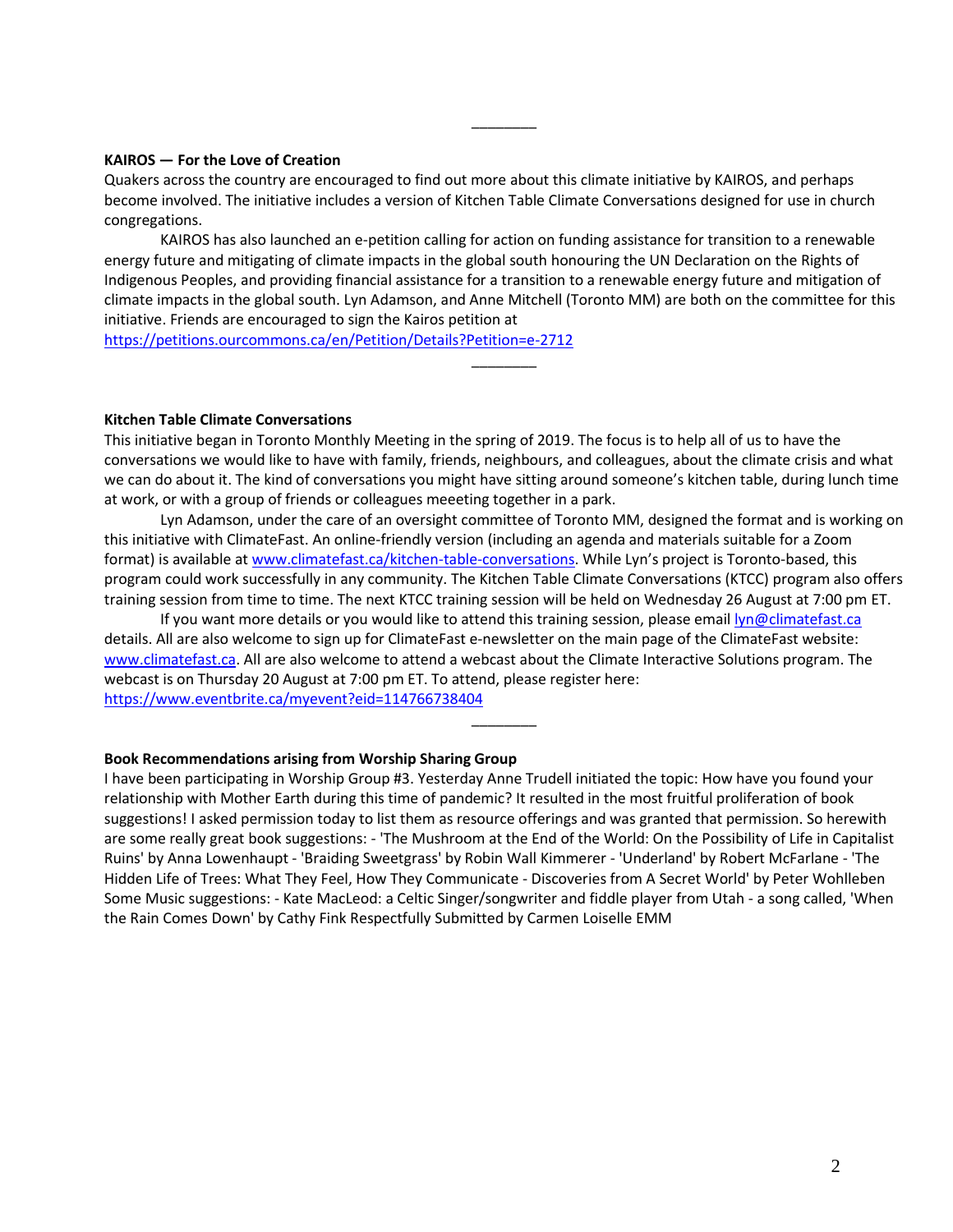________

**KAIROS — For the Love of Creation**

Quakers across the country are encouraged to find out more about this climate initiative by KAIROS, and perhaps become involved. The initiative includes a version of Kitchen Table Climate Conversations designed for use in church congregations.

KAIROS has also launched an e-petition calling for action on funding assistance for transition to a renewable energy future and mitigating of climate impacts in the global south honouring the UN Declaration on the Rights of Indigenous Peoples, and providing financial assistance for a transition to a renewable energy future and mitigation of climate impacts in the global south. Lyn Adamson, and Anne Mitchell (Toronto MM) are both on the committee for this initiative. Friends are encouraged to sign the Kairos petition at https://petitions.ourcommons.ca/en/Petition/Details?Petition=e-2712

________

**Kitchen Table Climate Conversations**

This initiative began in Toronto Monthly Meeting in the spring of 2019. The focus is to help all of us to have the conversations we would like to have with family, friends, neighbours, and colleagues, about the climate crisis and what we can do about it. The kind of conversations you might have sitting around someone's kitchen table, during lunch time at work, or with a group of friends or colleagues meeeting together in a park.

Lyn Adamson, under the care of an oversight committee of Toronto MM, designed the format and is working on this initiative with ClimateFast. An online-friendly version (including an agenda and materials suitable for a Zoom format) is available at www.climatefast.ca/kitchen-table-conversations. While Lyn's project is Toronto-based, this program could work successfully in any community. The Kitchen Table Climate Conversations (KTCC) program also offers training session from time to time. The next KTCC training session will be held on Wednesday 26 August at 7:00 pm ET.

If you want more details or you would like to attend this training session, please email lyn@climatefast.ca details. All are also welcome to sign up for ClimateFast e-newsletter on the main page of the ClimateFast website: www.climatefast.ca. All are also welcome to attend a webcast about the Climate Interactive Solutions program. The webcast is on Thursday 20 August at 7:00 pm ET. To attend, please register here: https://www.eventbrite.ca/myevent?eid=114766738404

________

**Book Recommendations arising from Worship Sharing Group**

I have been participating in Worship Group #3. Yesterday Anne Trudell initiated the topic: How have you found your relationship with Mother Earth during this time of pandemic? It resulted in the most fruitful proliferation of book suggestions! I asked permission today to list them as resource offerings and was granted that permission. So herewith are some really great book suggestions: - 'The Mushroom at the End of the World: On the Possibility of Life in Capitalist Ruins' by Anna Lowenhaupt - 'Braiding Sweetgrass' by Robin Wall Kimmerer - 'Underland' by Robert McFarlane - 'The Hidden Life of Trees: What They Feel, How They Communicate - Discoveries from A Secret World' by Peter Wohlleben Some Music suggestions: - Kate MacLeod: a Celtic Singer/songwriter and fiddle player from Utah - a song called, 'When the Rain Comes Down' by Cathy Fink Respectfully Submitted by Carmen Loiselle EMM